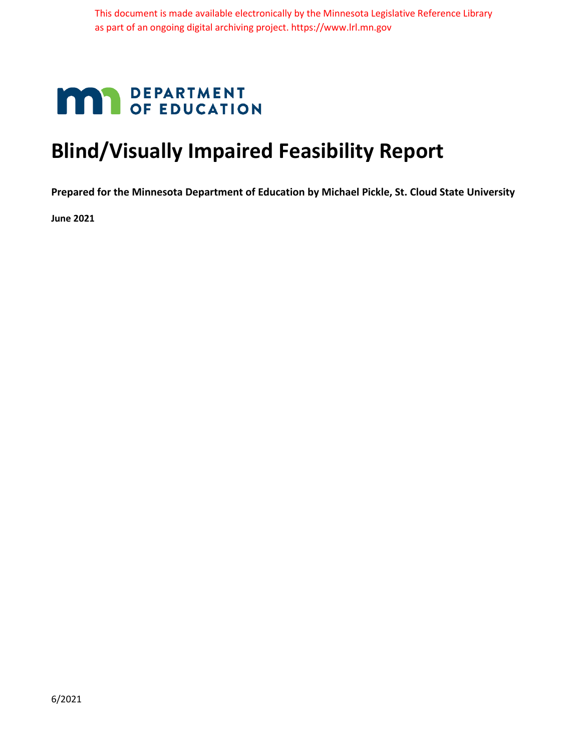This document is made available electronically by the Minnesota Legislative Reference Library as part of an ongoing digital archiving project. https://www.lrl.mn.gov

DEPARTMENT OF EDUCATION

# Blind/Visually Impaired Feasibility Report

**Prepared for the Minnesota Department of Education by Michael Pickle, St. Cloud State University**

**June 2021**

6/2021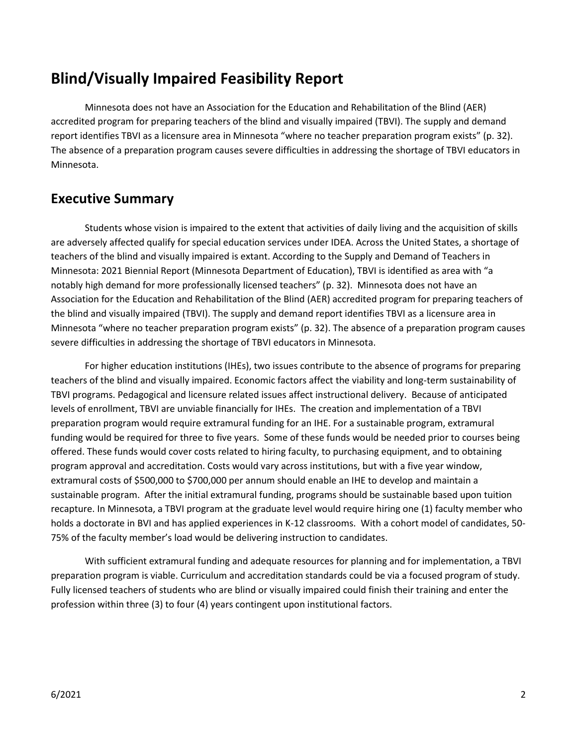# Blind/Visually Impaired Feasibility Report

Minnesota does not have an Association for the Education and Rehabilitation of the Blind (AER) accredited program for preparing teachers of the blind and visually impaired (TBVI). The supply and demand report identifies TBVI as a licensure area in Minnesota "where no teacher preparation program exists" (p. 32). The absence of a preparation program causes severe difficulties in addressing the shortage of TBVI educators in Minnesota.

## Executive Summary

Students whose vision is impaired to the extent that activities of daily living and the acquisition of skills are adversely affected qualify for special education services under IDEA. Across the United States, a shortage of teachers of the blind and visually impaired is extant. According to the Supply and Demand of Teachers in Minnesota: 2021 Biennial Report (Minnesota Department of Education), TBVI is identified as area with "a notably high demand for more professionally licensed teachers" (p. 32). Minnesota does not have an Association for the Education and Rehabilitation of the Blind (AER) accredited program for preparing teachers of the blind and visually impaired (TBVI). The supply and demand report identifies TBVI as a licensure area in Minnesota "where no teacher preparation program exists" (p. 32). The absence of a preparation program causes severe difficulties in addressing the shortage of TBVI educators in Minnesota.

For higher education institutions (IHEs), two issues contribute to the absence of programs for preparing teachers of the blind and visually impaired. Economic factors affect the viability and long-term sustainability of TBVI programs. Pedagogical and licensure related issues affect instructional delivery. Because of anticipated levels of enrollment, TBVI are unviable financially for IHEs. The creation and implementation of a TBVI preparation program would require extramural funding for an IHE. For a sustainable program, extramural funding would be required for three to five years. Some of these funds would be needed prior to courses being offered. These funds would cover costs related to hiring faculty, to purchasing equipment, and to obtaining program approval and accreditation. Costs would vary across institutions, but with a five year window, extramural costs of $500,000 to $700,000 per annum should enable an IHE to develop and maintain a sustainable program. After the initial extramural funding, programs should be sustainable based upon tuition recapture. In Minnesota, a TBVI program at the graduate level would require hiring one (1) faculty member who holds a doctorate in BVI and has applied experiences in K-12 classrooms. With a cohort model of candidates, 50-75% of the faculty member's load would be delivering instruction to candidates.

With sufficient extramural funding and adequate resources for planning and for implementation, a TBVI preparation program is viable. Curriculum and accreditation standards could be via a focused program of study. Fully licensed teachers of students who are blind or visually impaired could finish their training and enter the profession within three (3) to four (4) years contingent upon institutional factors.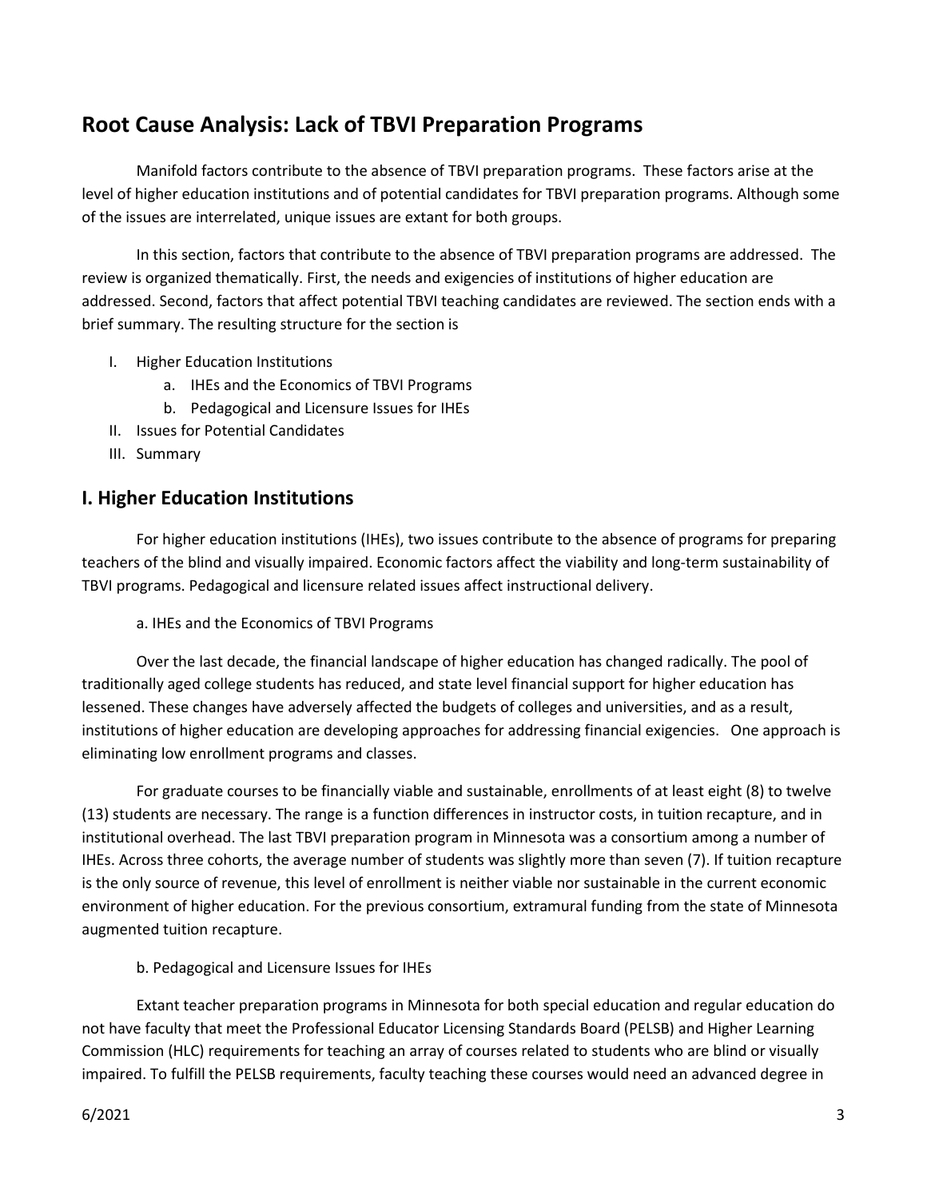## Root Cause Analysis: Lack of TBVI Preparation Programs

Manifold factors contribute to the absence of TBVI preparation programs. These factors arise at the level of higher education institutions and of potential candidates for TBVI preparation programs. Although some of the issues are interrelated, unique issues are extant for both groups.

In this section, factors that contribute to the absence of TBVI preparation programs are addressed. The review is organized thematically. First, the needs and exigencies of institutions of higher education are addressed. Second, factors that affect potential TBVI teaching candidates are reviewed. The section ends with a brief summary. The resulting structure for the section is

- I. Higher Education Institutions
  - a. IHEs and the Economics of TBVI Programs
  - b. Pedagogical and Licensure Issues for IHEs
- II. Issues for Potential Candidates
- III. Summary

## I. Higher Education Institutions

For higher education institutions (IHEs), two issues contribute to the absence of programs for preparing teachers of the blind and visually impaired. Economic factors affect the viability and long-term sustainability of TBVI programs. Pedagogical and licensure related issues affect instructional delivery.

a. IHEs and the Economics of TBVI Programs

Over the last decade, the financial landscape of higher education has changed radically. The pool of traditionally aged college students has reduced, and state level financial support for higher education has lessened. These changes have adversely affected the budgets of colleges and universities, and as a result, institutions of higher education are developing approaches for addressing financial exigencies. One approach is eliminating low enrollment programs and classes.

For graduate courses to be financially viable and sustainable, enrollments of at least eight (8) to twelve (13) students are necessary. The range is a function differences in instructor costs, in tuition recapture, and in institutional overhead. The last TBVI preparation program in Minnesota was a consortium among a number of IHEs. Across three cohorts, the average number of students was slightly more than seven (7). If tuition recapture is the only source of revenue, this level of enrollment is neither viable nor sustainable in the current economic environment of higher education. For the previous consortium, extramural funding from the state of Minnesota augmented tuition recapture.

b. Pedagogical and Licensure Issues for IHEs

Extant teacher preparation programs in Minnesota for both special education and regular education do not have faculty that meet the Professional Educator Licensing Standards Board (PELSB) and Higher Learning Commission (HLC) requirements for teaching an array of courses related to students who are blind or visually impaired. To fulfill the PELSB requirements, faculty teaching these courses would need an advanced degree in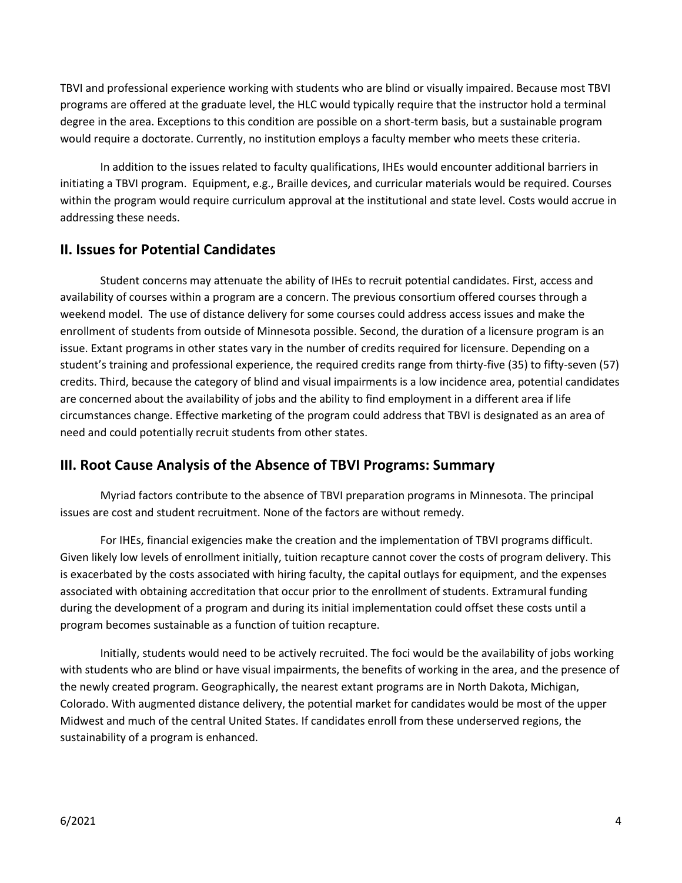TBVI and professional experience working with students who are blind or visually impaired. Because most TBVI programs are offered at the graduate level, the HLC would typically require that the instructor hold a terminal degree in the area. Exceptions to this condition are possible on a short-term basis, but a sustainable program would require a doctorate. Currently, no institution employs a faculty member who meets these criteria.

In addition to the issues related to faculty qualifications, IHEs would encounter additional barriers in initiating a TBVI program. Equipment, e.g., Braille devices, and curricular materials would be required. Courses within the program would require curriculum approval at the institutional and state level. Costs would accrue in addressing these needs.

## II. Issues for Potential Candidates

Student concerns may attenuate the ability of IHEs to recruit potential candidates. First, access and availability of courses within a program are a concern. The previous consortium offered courses through a weekend model. The use of distance delivery for some courses could address access issues and make the enrollment of students from outside of Minnesota possible. Second, the duration of a licensure program is an issue. Extant programs in other states vary in the number of credits required for licensure. Depending on a student's training and professional experience, the required credits range from thirty-five (35) to fifty-seven (57) credits. Third, because the category of blind and visual impairments is a low incidence area, potential candidates are concerned about the availability of jobs and the ability to find employment in a different area if life circumstances change. Effective marketing of the program could address that TBVI is designated as an area of need and could potentially recruit students from other states.

## III. Root Cause Analysis of the Absence of TBVI Programs: Summary

Myriad factors contribute to the absence of TBVI preparation programs in Minnesota. The principal issues are cost and student recruitment. None of the factors are without remedy.

For IHEs, financial exigencies make the creation and the implementation of TBVI programs difficult. Given likely low levels of enrollment initially, tuition recapture cannot cover the costs of program delivery. This is exacerbated by the costs associated with hiring faculty, the capital outlays for equipment, and the expenses associated with obtaining accreditation that occur prior to the enrollment of students. Extramural funding during the development of a program and during its initial implementation could offset these costs until a program becomes sustainable as a function of tuition recapture.

Initially, students would need to be actively recruited. The foci would be the availability of jobs working with students who are blind or have visual impairments, the benefits of working in the area, and the presence of the newly created program. Geographically, the nearest extant programs are in North Dakota, Michigan, Colorado. With augmented distance delivery, the potential market for candidates would be most of the upper Midwest and much of the central United States. If candidates enroll from these underserved regions, the sustainability of a program is enhanced.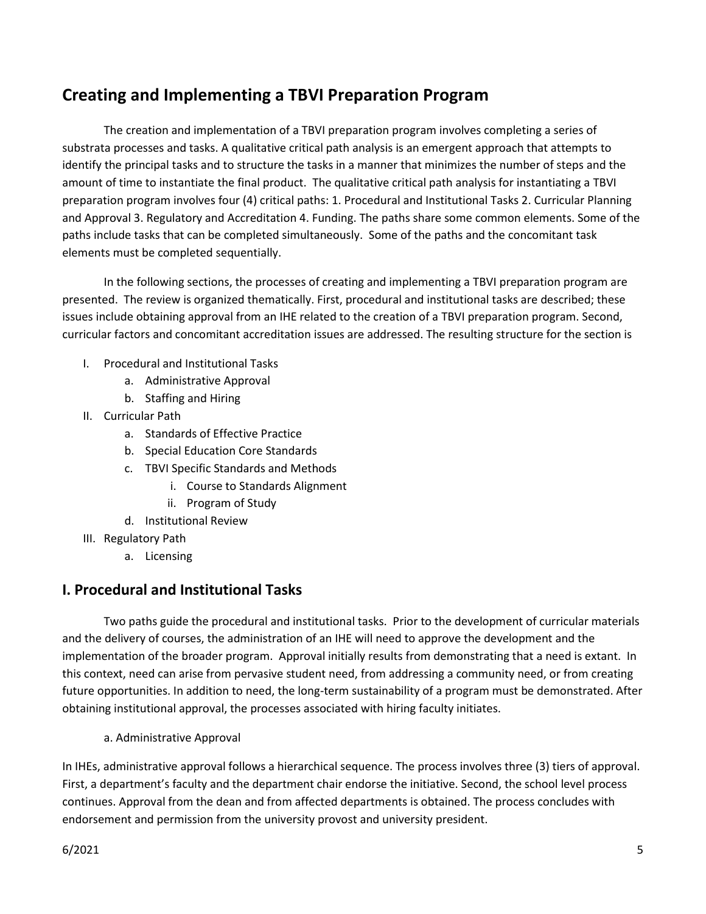## Creating and Implementing a TBVI Preparation Program

The creation and implementation of a TBVI preparation program involves completing a series of substrata processes and tasks. A qualitative critical path analysis is an emergent approach that attempts to identify the principal tasks and to structure the tasks in a manner that minimizes the number of steps and the amount of time to instantiate the final product. The qualitative critical path analysis for instantiating a TBVI preparation program involves four (4) critical paths: 1. Procedural and Institutional Tasks 2. Curricular Planning and Approval 3. Regulatory and Accreditation 4. Funding. The paths share some common elements. Some of the paths include tasks that can be completed simultaneously. Some of the paths and the concomitant task elements must be completed sequentially.

In the following sections, the processes of creating and implementing a TBVI preparation program are presented. The review is organized thematically. First, procedural and institutional tasks are described; these issues include obtaining approval from an IHE related to the creation of a TBVI preparation program. Second, curricular factors and concomitant accreditation issues are addressed. The resulting structure for the section is

- I. Procedural and Institutional Tasks
  - a. Administrative Approval
  - b. Staffing and Hiring
- II. Curricular Path
  - a. Standards of Effective Practice
  - b. Special Education Core Standards
  - c. TBVI Specific Standards and Methods
    - i. Course to Standards Alignment
    - ii. Program of Study
  - d. Institutional Review
- III. Regulatory Path
  - a. Licensing

## I. Procedural and Institutional Tasks

Two paths guide the procedural and institutional tasks. Prior to the development of curricular materials and the delivery of courses, the administration of an IHE will need to approve the development and the implementation of the broader program. Approval initially results from demonstrating that a need is extant. In this context, need can arise from pervasive student need, from addressing a community need, or from creating future opportunities. In addition to need, the long-term sustainability of a program must be demonstrated. After obtaining institutional approval, the processes associated with hiring faculty initiates.

a. Administrative Approval

In IHEs, administrative approval follows a hierarchical sequence. The process involves three (3) tiers of approval. First, a department's faculty and the department chair endorse the initiative. Second, the school level process continues. Approval from the dean and from affected departments is obtained. The process concludes with endorsement and permission from the university provost and university president.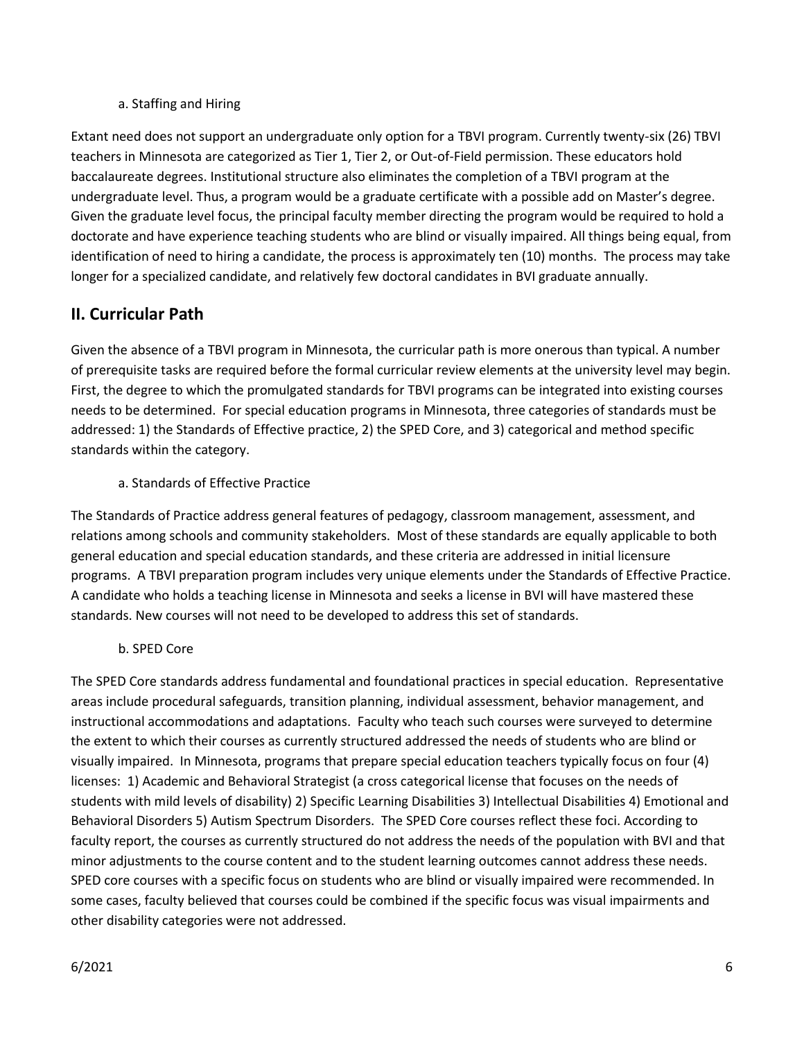a. Staffing and Hiring

Extant need does not support an undergraduate only option for a TBVI program. Currently twenty-six (26) TBVI teachers in Minnesota are categorized as Tier 1, Tier 2, or Out-of-Field permission. These educators hold baccalaureate degrees. Institutional structure also eliminates the completion of a TBVI program at the undergraduate level. Thus, a program would be a graduate certificate with a possible add on Master's degree. Given the graduate level focus, the principal faculty member directing the program would be required to hold a doctorate and have experience teaching students who are blind or visually impaired. All things being equal, from identification of need to hiring a candidate, the process is approximately ten (10) months. The process may take longer for a specialized candidate, and relatively few doctoral candidates in BVI graduate annually.

## II. Curricular Path

Given the absence of a TBVI program in Minnesota, the curricular path is more onerous than typical. A number of prerequisite tasks are required before the formal curricular review elements at the university level may begin. First, the degree to which the promulgated standards for TBVI programs can be integrated into existing courses needs to be determined. For special education programs in Minnesota, three categories of standards must be addressed: 1) the Standards of Effective practice, 2) the SPED Core, and 3) categorical and method specific standards within the category.

a. Standards of Effective Practice

The Standards of Practice address general features of pedagogy, classroom management, assessment, and relations among schools and community stakeholders. Most of these standards are equally applicable to both general education and special education standards, and these criteria are addressed in initial licensure programs. A TBVI preparation program includes very unique elements under the Standards of Effective Practice. A candidate who holds a teaching license in Minnesota and seeks a license in BVI will have mastered these standards. New courses will not need to be developed to address this set of standards.

b. SPED Core

The SPED Core standards address fundamental and foundational practices in special education. Representative areas include procedural safeguards, transition planning, individual assessment, behavior management, and instructional accommodations and adaptations. Faculty who teach such courses were surveyed to determine the extent to which their courses as currently structured addressed the needs of students who are blind or visually impaired. In Minnesota, programs that prepare special education teachers typically focus on four (4) licenses: 1) Academic and Behavioral Strategist (a cross categorical license that focuses on the needs of students with mild levels of disability) 2) Specific Learning Disabilities 3) Intellectual Disabilities 4) Emotional and Behavioral Disorders 5) Autism Spectrum Disorders. The SPED Core courses reflect these foci. According to faculty report, the courses as currently structured do not address the needs of the population with BVI and that minor adjustments to the course content and to the student learning outcomes cannot address these needs. SPED core courses with a specific focus on students who are blind or visually impaired were recommended. In some cases, faculty believed that courses could be combined if the specific focus was visual impairments and other disability categories were not addressed.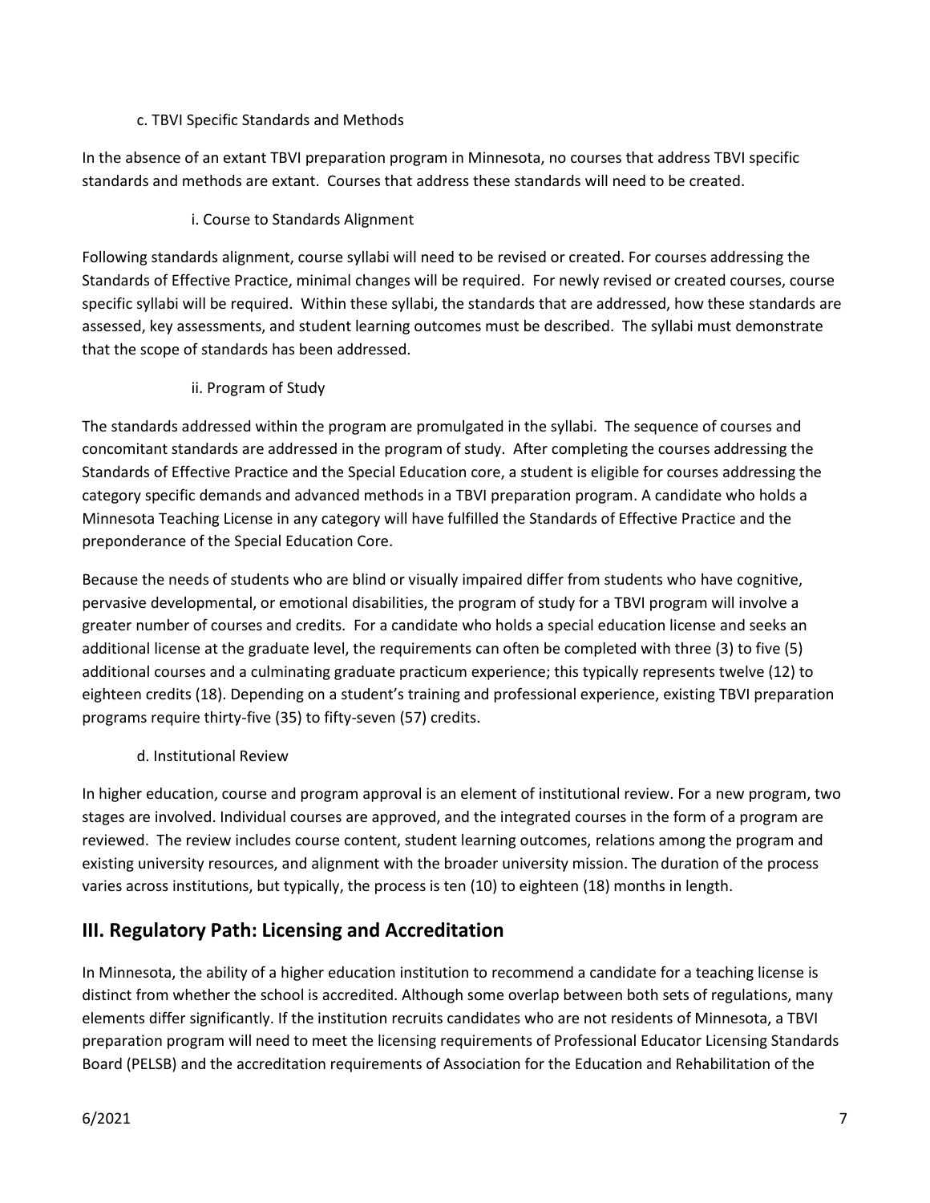c. TBVI Specific Standards and Methods

In the absence of an extant TBVI preparation program in Minnesota, no courses that address TBVI specific standards and methods are extant. Courses that address these standards will need to be created.

i. Course to Standards Alignment

Following standards alignment, course syllabi will need to be revised or created. For courses addressing the Standards of Effective Practice, minimal changes will be required. For newly revised or created courses, course specific syllabi will be required. Within these syllabi, the standards that are addressed, how these standards are assessed, key assessments, and student learning outcomes must be described. The syllabi must demonstrate that the scope of standards has been addressed.

ii. Program of Study

The standards addressed within the program are promulgated in the syllabi. The sequence of courses and concomitant standards are addressed in the program of study. After completing the courses addressing the Standards of Effective Practice and the Special Education core, a student is eligible for courses addressing the category specific demands and advanced methods in a TBVI preparation program. A candidate who holds a Minnesota Teaching License in any category will have fulfilled the Standards of Effective Practice and the preponderance of the Special Education Core.

Because the needs of students who are blind or visually impaired differ from students who have cognitive, pervasive developmental, or emotional disabilities, the program of study for a TBVI program will involve a greater number of courses and credits. For a candidate who holds a special education license and seeks an additional license at the graduate level, the requirements can often be completed with three (3) to five (5) additional courses and a culminating graduate practicum experience; this typically represents twelve (12) to eighteen credits (18). Depending on a student's training and professional experience, existing TBVI preparation programs require thirty-five (35) to fifty-seven (57) credits.

d. Institutional Review

In higher education, course and program approval is an element of institutional review. For a new program, two stages are involved. Individual courses are approved, and the integrated courses in the form of a program are reviewed. The review includes course content, student learning outcomes, relations among the program and existing university resources, and alignment with the broader university mission. The duration of the process varies across institutions, but typically, the process is ten (10) to eighteen (18) months in length.

## III. Regulatory Path: Licensing and Accreditation

In Minnesota, the ability of a higher education institution to recommend a candidate for a teaching license is distinct from whether the school is accredited. Although some overlap between both sets of regulations, many elements differ significantly. If the institution recruits candidates who are not residents of Minnesota, a TBVI preparation program will need to meet the licensing requirements of Professional Educator Licensing Standards Board (PELSB) and the accreditation requirements of Association for the Education and Rehabilitation of the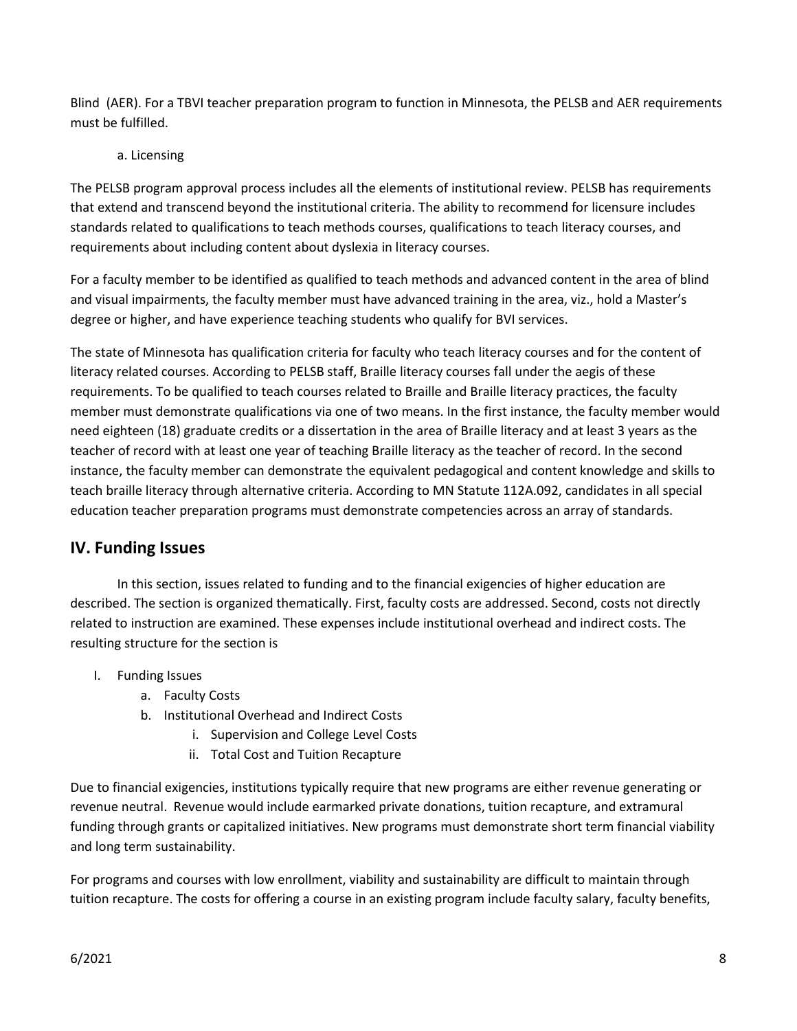Blind (AER). For a TBVI teacher preparation program to function in Minnesota, the PELSB and AER requirements must be fulfilled.

a. Licensing

The PELSB program approval process includes all the elements of institutional review. PELSB has requirements that extend and transcend beyond the institutional criteria. The ability to recommend for licensure includes standards related to qualifications to teach methods courses, qualifications to teach literacy courses, and requirements about including content about dyslexia in literacy courses.

For a faculty member to be identified as qualified to teach methods and advanced content in the area of blind and visual impairments, the faculty member must have advanced training in the area, viz., hold a Master's degree or higher, and have experience teaching students who qualify for BVI services.

The state of Minnesota has qualification criteria for faculty who teach literacy courses and for the content of literacy related courses. According to PELSB staff, Braille literacy courses fall under the aegis of these requirements. To be qualified to teach courses related to Braille and Braille literacy practices, the faculty member must demonstrate qualifications via one of two means. In the first instance, the faculty member would need eighteen (18) graduate credits or a dissertation in the area of Braille literacy and at least 3 years as the teacher of record with at least one year of teaching Braille literacy as the teacher of record. In the second instance, the faculty member can demonstrate the equivalent pedagogical and content knowledge and skills to teach braille literacy through alternative criteria. According to MN Statute 112A.092, candidates in all special education teacher preparation programs must demonstrate competencies across an array of standards.

## IV. Funding Issues

In this section, issues related to funding and to the financial exigencies of higher education are described. The section is organized thematically. First, faculty costs are addressed. Second, costs not directly related to instruction are examined. These expenses include institutional overhead and indirect costs. The resulting structure for the section is

I. Funding Issues
   a. Faculty Costs
   b. Institutional Overhead and Indirect Costs
      i. Supervision and College Level Costs
      ii. Total Cost and Tuition Recapture

Due to financial exigencies, institutions typically require that new programs are either revenue generating or revenue neutral. Revenue would include earmarked private donations, tuition recapture, and extramural funding through grants or capitalized initiatives. New programs must demonstrate short term financial viability and long term sustainability.

For programs and courses with low enrollment, viability and sustainability are difficult to maintain through tuition recapture. The costs for offering a course in an existing program include faculty salary, faculty benefits,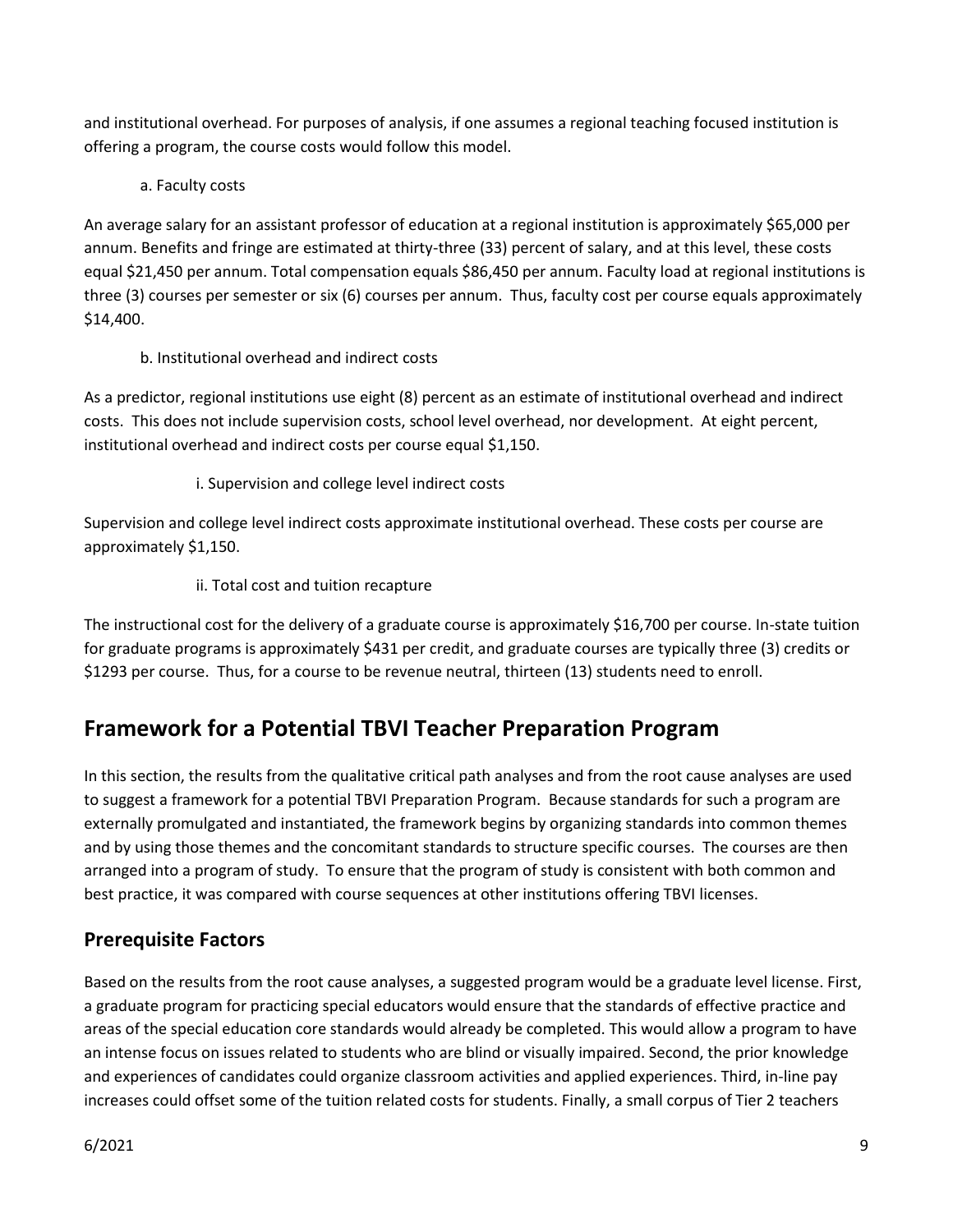and institutional overhead. For purposes of analysis, if one assumes a regional teaching focused institution is offering a program, the course costs would follow this model.

a. Faculty costs

An average salary for an assistant professor of education at a regional institution is approximately $65,000 per annum. Benefits and fringe are estimated at thirty-three (33) percent of salary, and at this level, these costs equal $21,450 per annum. Total compensation equals $86,450 per annum. Faculty load at regional institutions is three (3) courses per semester or six (6) courses per annum. Thus, faculty cost per course equals approximately $14,400.

b. Institutional overhead and indirect costs

As a predictor, regional institutions use eight (8) percent as an estimate of institutional overhead and indirect costs. This does not include supervision costs, school level overhead, nor development. At eight percent, institutional overhead and indirect costs per course equal $1,150.

i. Supervision and college level indirect costs

Supervision and college level indirect costs approximate institutional overhead. These costs per course are approximately $1,150.

ii. Total cost and tuition recapture

The instructional cost for the delivery of a graduate course is approximately $16,700 per course. In-state tuition for graduate programs is approximately $431 per credit, and graduate courses are typically three (3) credits or $1293 per course. Thus, for a course to be revenue neutral, thirteen (13) students need to enroll.

## Framework for a Potential TBVI Teacher Preparation Program

In this section, the results from the qualitative critical path analyses and from the root cause analyses are used to suggest a framework for a potential TBVI Preparation Program. Because standards for such a program are externally promulgated and instantiated, the framework begins by organizing standards into common themes and by using those themes and the concomitant standards to structure specific courses. The courses are then arranged into a program of study. To ensure that the program of study is consistent with both common and best practice, it was compared with course sequences at other institutions offering TBVI licenses.

### Prerequisite Factors

Based on the results from the root cause analyses, a suggested program would be a graduate level license. First, a graduate program for practicing special educators would ensure that the standards of effective practice and areas of the special education core standards would already be completed. This would allow a program to have an intense focus on issues related to students who are blind or visually impaired. Second, the prior knowledge and experiences of candidates could organize classroom activities and applied experiences. Third, in-line pay increases could offset some of the tuition related costs for students. Finally, a small corpus of Tier 2 teachers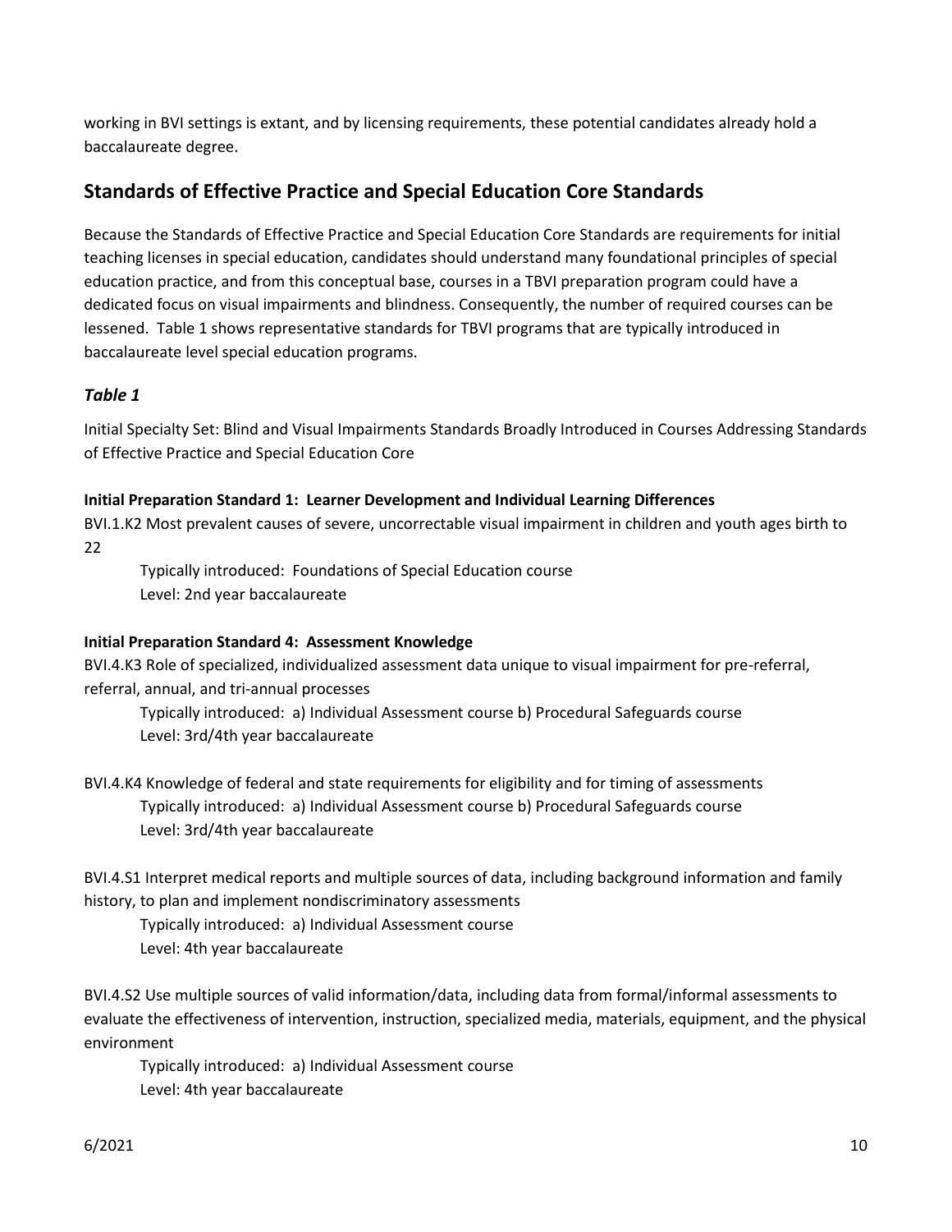working in BVI settings is extant, and by licensing requirements, these potential candidates already hold a baccalaureate degree.

## Standards of Effective Practice and Special Education Core Standards

Because the Standards of Effective Practice and Special Education Core Standards are requirements for initial teaching licenses in special education, candidates should understand many foundational principles of special education practice, and from this conceptual base, courses in a TBVI preparation program could have a dedicated focus on visual impairments and blindness. Consequently, the number of required courses can be lessened. Table 1 shows representative standards for TBVI programs that are typically introduced in baccalaureate level special education programs.

### *Table 1*

Initial Specialty Set: Blind and Visual Impairments Standards Broadly Introduced in Courses Addressing Standards of Effective Practice and Special Education Core

**Initial Preparation Standard 1: Learner Development and Individual Learning Differences**

BVI.1.K2 Most prevalent causes of severe, uncorrectable visual impairment in children and youth ages birth to 22

Typically introduced: Foundations of Special Education course
Level: 2nd year baccalaureate

**Initial Preparation Standard 4: Assessment Knowledge**

BVI.4.K3 Role of specialized, individualized assessment data unique to visual impairment for pre-referral, referral, annual, and tri-annual processes

Typically introduced: a) Individual Assessment course b) Procedural Safeguards course
Level: 3rd/4th year baccalaureate

BVI.4.K4 Knowledge of federal and state requirements for eligibility and for timing of assessments

Typically introduced: a) Individual Assessment course b) Procedural Safeguards course
Level: 3rd/4th year baccalaureate

BVI.4.S1 Interpret medical reports and multiple sources of data, including background information and family history, to plan and implement nondiscriminatory assessments

Typically introduced: a) Individual Assessment course
Level: 4th year baccalaureate

BVI.4.S2 Use multiple sources of valid information/data, including data from formal/informal assessments to evaluate the effectiveness of intervention, instruction, specialized media, materials, equipment, and the physical environment

Typically introduced: a) Individual Assessment course
Level: 4th year baccalaureate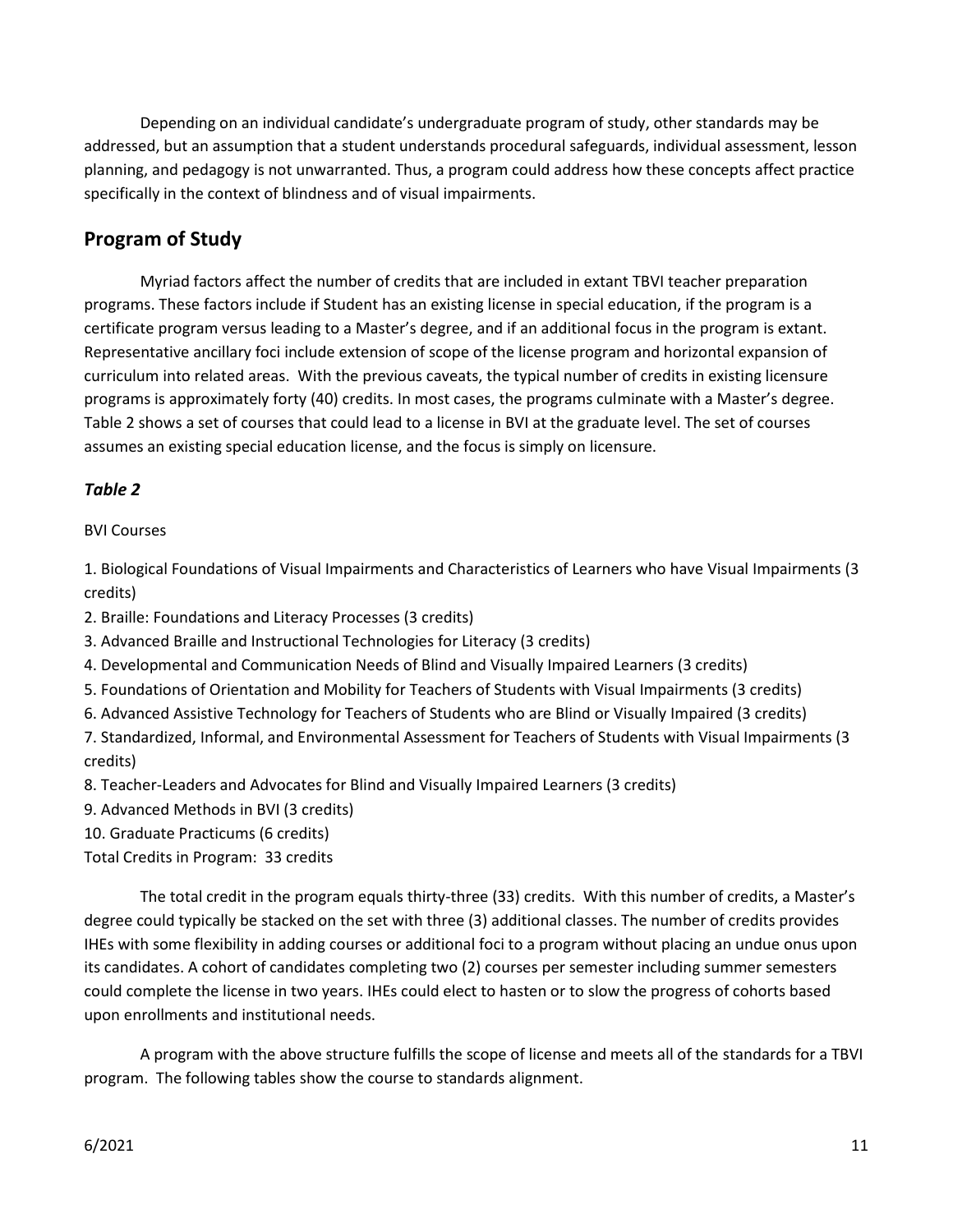Depending on an individual candidate's undergraduate program of study, other standards may be addressed, but an assumption that a student understands procedural safeguards, individual assessment, lesson planning, and pedagogy is not unwarranted. Thus, a program could address how these concepts affect practice specifically in the context of blindness and of visual impairments.

## Program of Study

Myriad factors affect the number of credits that are included in extant TBVI teacher preparation programs. These factors include if Student has an existing license in special education, if the program is a certificate program versus leading to a Master's degree, and if an additional focus in the program is extant. Representative ancillary foci include extension of scope of the license program and horizontal expansion of curriculum into related areas. With the previous caveats, the typical number of credits in existing licensure programs is approximately forty (40) credits. In most cases, the programs culminate with a Master's degree. Table 2 shows a set of courses that could lead to a license in BVI at the graduate level. The set of courses assumes an existing special education license, and the focus is simply on licensure.

### *Table 2*

BVI Courses

1. Biological Foundations of Visual Impairments and Characteristics of Learners who have Visual Impairments (3 credits)
2. Braille: Foundations and Literacy Processes (3 credits)
3. Advanced Braille and Instructional Technologies for Literacy (3 credits)
4. Developmental and Communication Needs of Blind and Visually Impaired Learners (3 credits)
5. Foundations of Orientation and Mobility for Teachers of Students with Visual Impairments (3 credits)
6. Advanced Assistive Technology for Teachers of Students who are Blind or Visually Impaired (3 credits)
7. Standardized, Informal, and Environmental Assessment for Teachers of Students with Visual Impairments (3 credits)
8. Teacher-Leaders and Advocates for Blind and Visually Impaired Learners (3 credits)
9. Advanced Methods in BVI (3 credits)
10. Graduate Practicums (6 credits)

Total Credits in Program: 33 credits

The total credit in the program equals thirty-three (33) credits. With this number of credits, a Master's degree could typically be stacked on the set with three (3) additional classes. The number of credits provides IHEs with some flexibility in adding courses or additional foci to a program without placing an undue onus upon its candidates. A cohort of candidates completing two (2) courses per semester including summer semesters could complete the license in two years. IHEs could elect to hasten or to slow the progress of cohorts based upon enrollments and institutional needs.

A program with the above structure fulfills the scope of license and meets all of the standards for a TBVI program. The following tables show the course to standards alignment.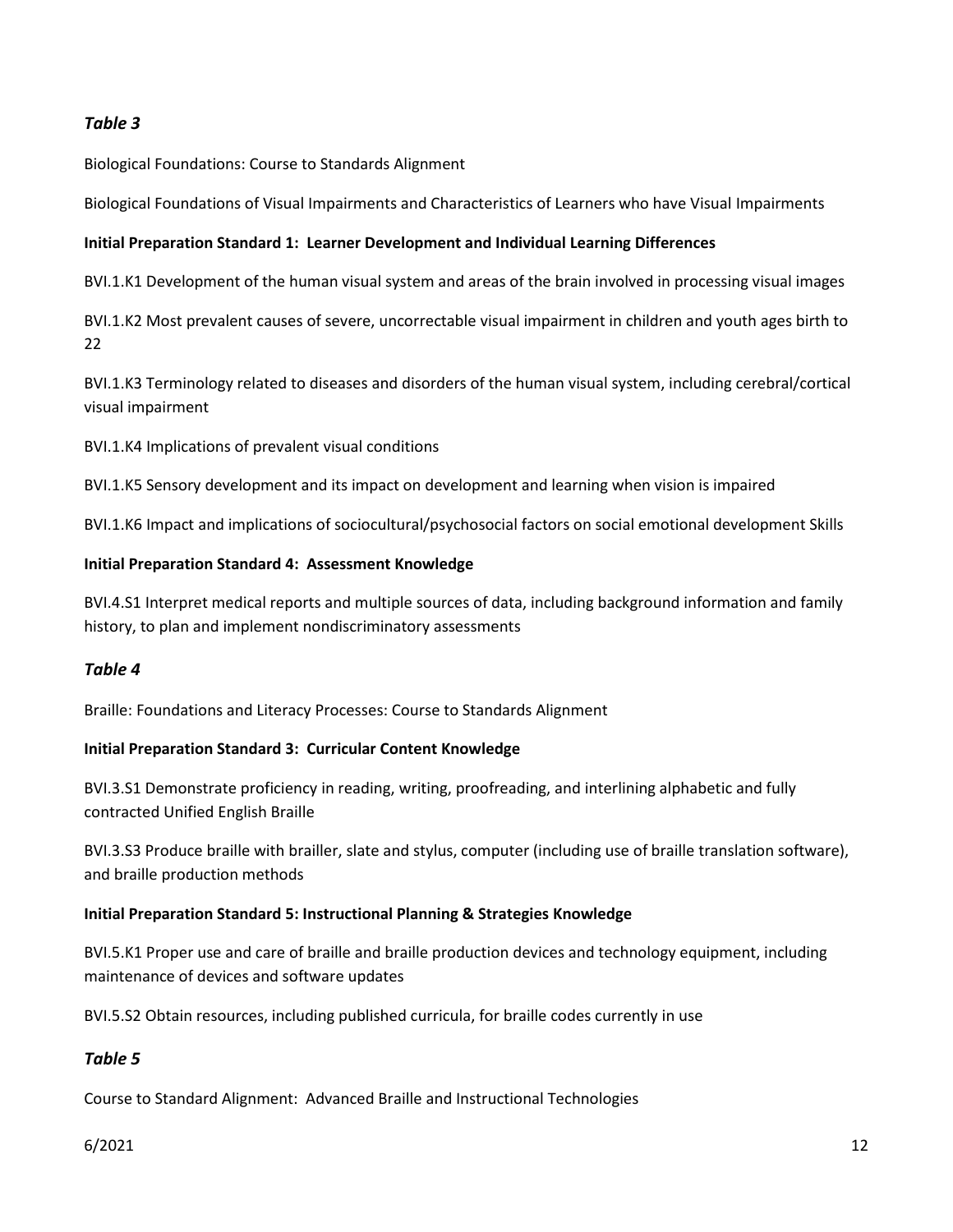### *Table 3*

Biological Foundations: Course to Standards Alignment

Biological Foundations of Visual Impairments and Characteristics of Learners who have Visual Impairments

**Initial Preparation Standard 1: Learner Development and Individual Learning Differences**

BVI.1.K1 Development of the human visual system and areas of the brain involved in processing visual images

BVI.1.K2 Most prevalent causes of severe, uncorrectable visual impairment in children and youth ages birth to 22

BVI.1.K3 Terminology related to diseases and disorders of the human visual system, including cerebral/cortical visual impairment

BVI.1.K4 Implications of prevalent visual conditions

BVI.1.K5 Sensory development and its impact on development and learning when vision is impaired

BVI.1.K6 Impact and implications of sociocultural/psychosocial factors on social emotional development Skills

**Initial Preparation Standard 4: Assessment Knowledge**

BVI.4.S1 Interpret medical reports and multiple sources of data, including background information and family history, to plan and implement nondiscriminatory assessments

### *Table 4*

Braille: Foundations and Literacy Processes: Course to Standards Alignment

**Initial Preparation Standard 3: Curricular Content Knowledge**

BVI.3.S1 Demonstrate proficiency in reading, writing, proofreading, and interlining alphabetic and fully contracted Unified English Braille

BVI.3.S3 Produce braille with brailler, slate and stylus, computer (including use of braille translation software), and braille production methods

**Initial Preparation Standard 5: Instructional Planning & Strategies Knowledge**

BVI.5.K1 Proper use and care of braille and braille production devices and technology equipment, including maintenance of devices and software updates

BVI.5.S2 Obtain resources, including published curricula, for braille codes currently in use

### *Table 5*

Course to Standard Alignment: Advanced Braille and Instructional Technologies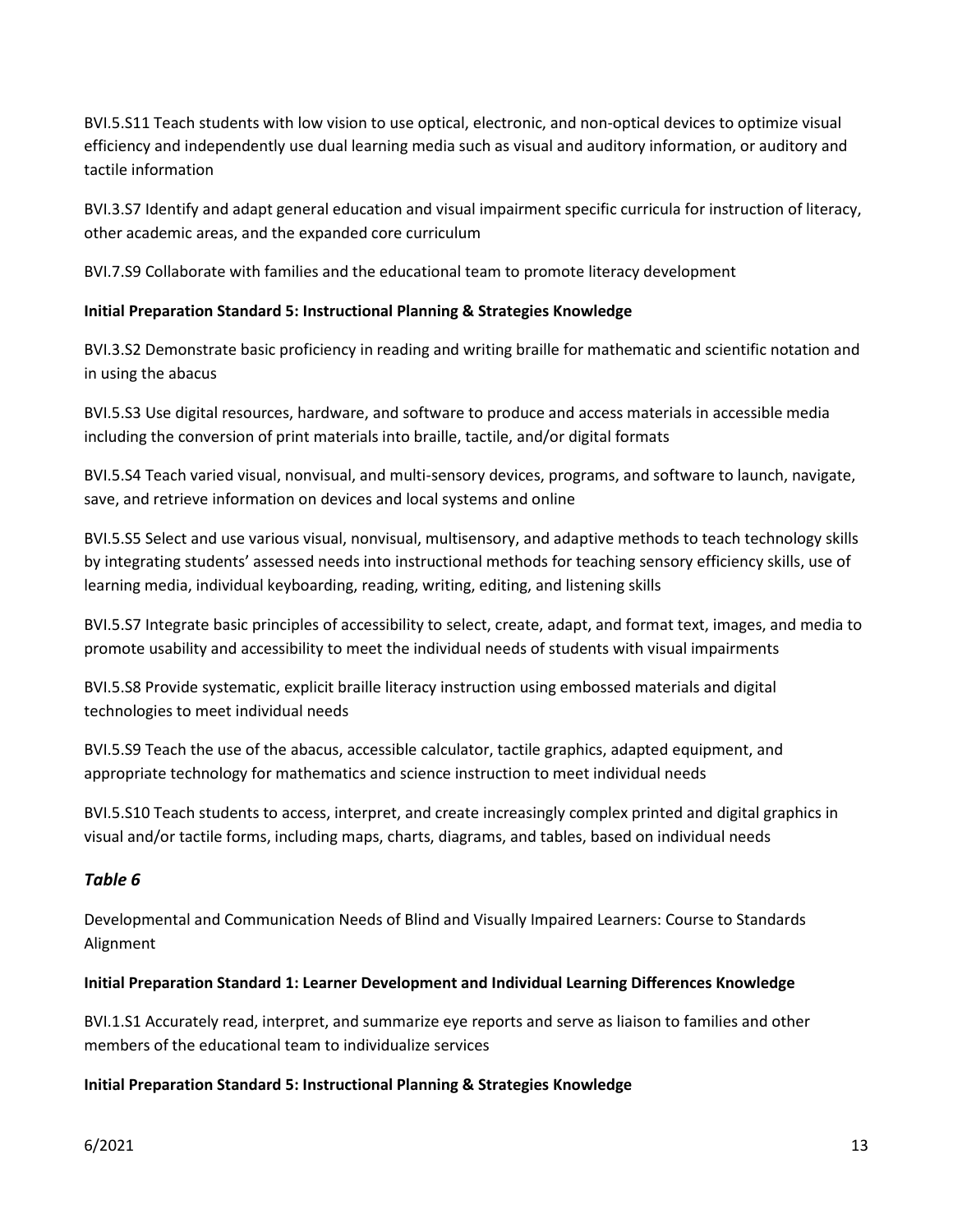BVI.5.S11 Teach students with low vision to use optical, electronic, and non-optical devices to optimize visual efficiency and independently use dual learning media such as visual and auditory information, or auditory and tactile information

BVI.3.S7 Identify and adapt general education and visual impairment specific curricula for instruction of literacy, other academic areas, and the expanded core curriculum

BVI.7.S9 Collaborate with families and the educational team to promote literacy development

**Initial Preparation Standard 5: Instructional Planning & Strategies Knowledge**

BVI.3.S2 Demonstrate basic proficiency in reading and writing braille for mathematic and scientific notation and in using the abacus

BVI.5.S3 Use digital resources, hardware, and software to produce and access materials in accessible media including the conversion of print materials into braille, tactile, and/or digital formats

BVI.5.S4 Teach varied visual, nonvisual, and multi-sensory devices, programs, and software to launch, navigate, save, and retrieve information on devices and local systems and online

BVI.5.S5 Select and use various visual, nonvisual, multisensory, and adaptive methods to teach technology skills by integrating students' assessed needs into instructional methods for teaching sensory efficiency skills, use of learning media, individual keyboarding, reading, writing, editing, and listening skills

BVI.5.S7 Integrate basic principles of accessibility to select, create, adapt, and format text, images, and media to promote usability and accessibility to meet the individual needs of students with visual impairments

BVI.5.S8 Provide systematic, explicit braille literacy instruction using embossed materials and digital technologies to meet individual needs

BVI.5.S9 Teach the use of the abacus, accessible calculator, tactile graphics, adapted equipment, and appropriate technology for mathematics and science instruction to meet individual needs

BVI.5.S10 Teach students to access, interpret, and create increasingly complex printed and digital graphics in visual and/or tactile forms, including maps, charts, diagrams, and tables, based on individual needs

### *Table 6*

Developmental and Communication Needs of Blind and Visually Impaired Learners: Course to Standards Alignment

**Initial Preparation Standard 1: Learner Development and Individual Learning Differences Knowledge**

BVI.1.S1 Accurately read, interpret, and summarize eye reports and serve as liaison to families and other members of the educational team to individualize services

**Initial Preparation Standard 5: Instructional Planning & Strategies Knowledge**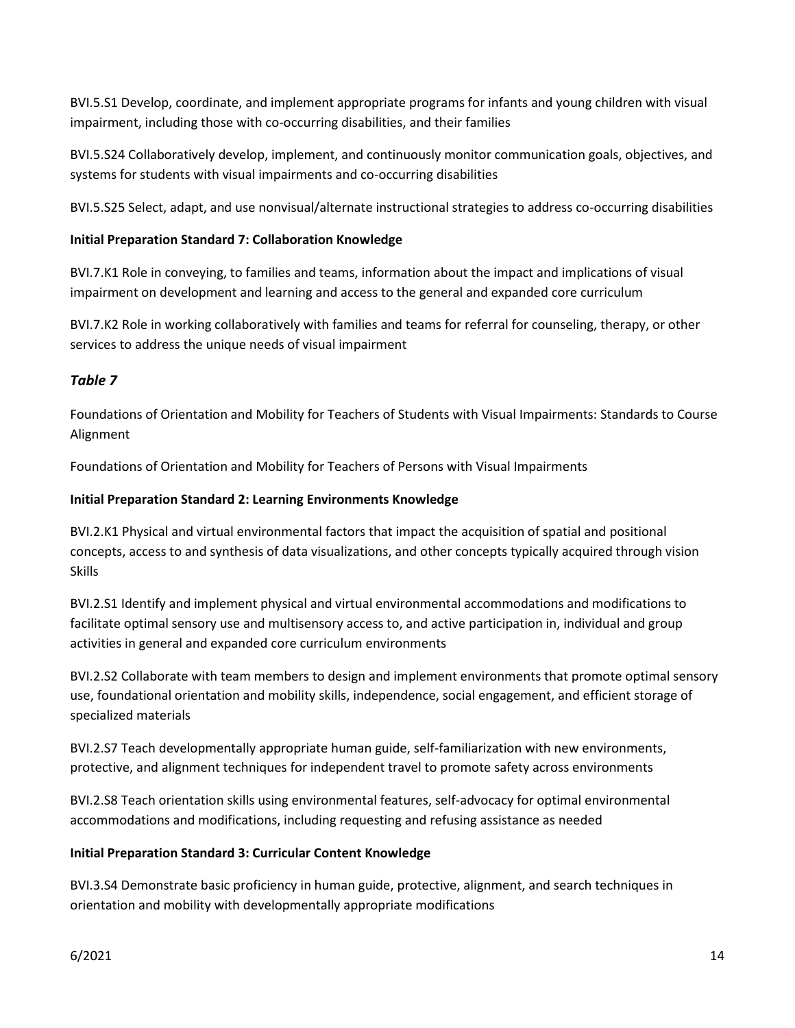BVI.5.S1 Develop, coordinate, and implement appropriate programs for infants and young children with visual impairment, including those with co-occurring disabilities, and their families

BVI.5.S24 Collaboratively develop, implement, and continuously monitor communication goals, objectives, and systems for students with visual impairments and co-occurring disabilities

BVI.5.S25 Select, adapt, and use nonvisual/alternate instructional strategies to address co-occurring disabilities

**Initial Preparation Standard 7: Collaboration Knowledge**

BVI.7.K1 Role in conveying, to families and teams, information about the impact and implications of visual impairment on development and learning and access to the general and expanded core curriculum

BVI.7.K2 Role in working collaboratively with families and teams for referral for counseling, therapy, or other services to address the unique needs of visual impairment

## *Table 7*

Foundations of Orientation and Mobility for Teachers of Students with Visual Impairments: Standards to Course Alignment

Foundations of Orientation and Mobility for Teachers of Persons with Visual Impairments

**Initial Preparation Standard 2: Learning Environments Knowledge**

BVI.2.K1 Physical and virtual environmental factors that impact the acquisition of spatial and positional concepts, access to and synthesis of data visualizations, and other concepts typically acquired through vision Skills

BVI.2.S1 Identify and implement physical and virtual environmental accommodations and modifications to facilitate optimal sensory use and multisensory access to, and active participation in, individual and group activities in general and expanded core curriculum environments

BVI.2.S2 Collaborate with team members to design and implement environments that promote optimal sensory use, foundational orientation and mobility skills, independence, social engagement, and efficient storage of specialized materials

BVI.2.S7 Teach developmentally appropriate human guide, self-familiarization with new environments, protective, and alignment techniques for independent travel to promote safety across environments

BVI.2.S8 Teach orientation skills using environmental features, self-advocacy for optimal environmental accommodations and modifications, including requesting and refusing assistance as needed

**Initial Preparation Standard 3: Curricular Content Knowledge**

BVI.3.S4 Demonstrate basic proficiency in human guide, protective, alignment, and search techniques in orientation and mobility with developmentally appropriate modifications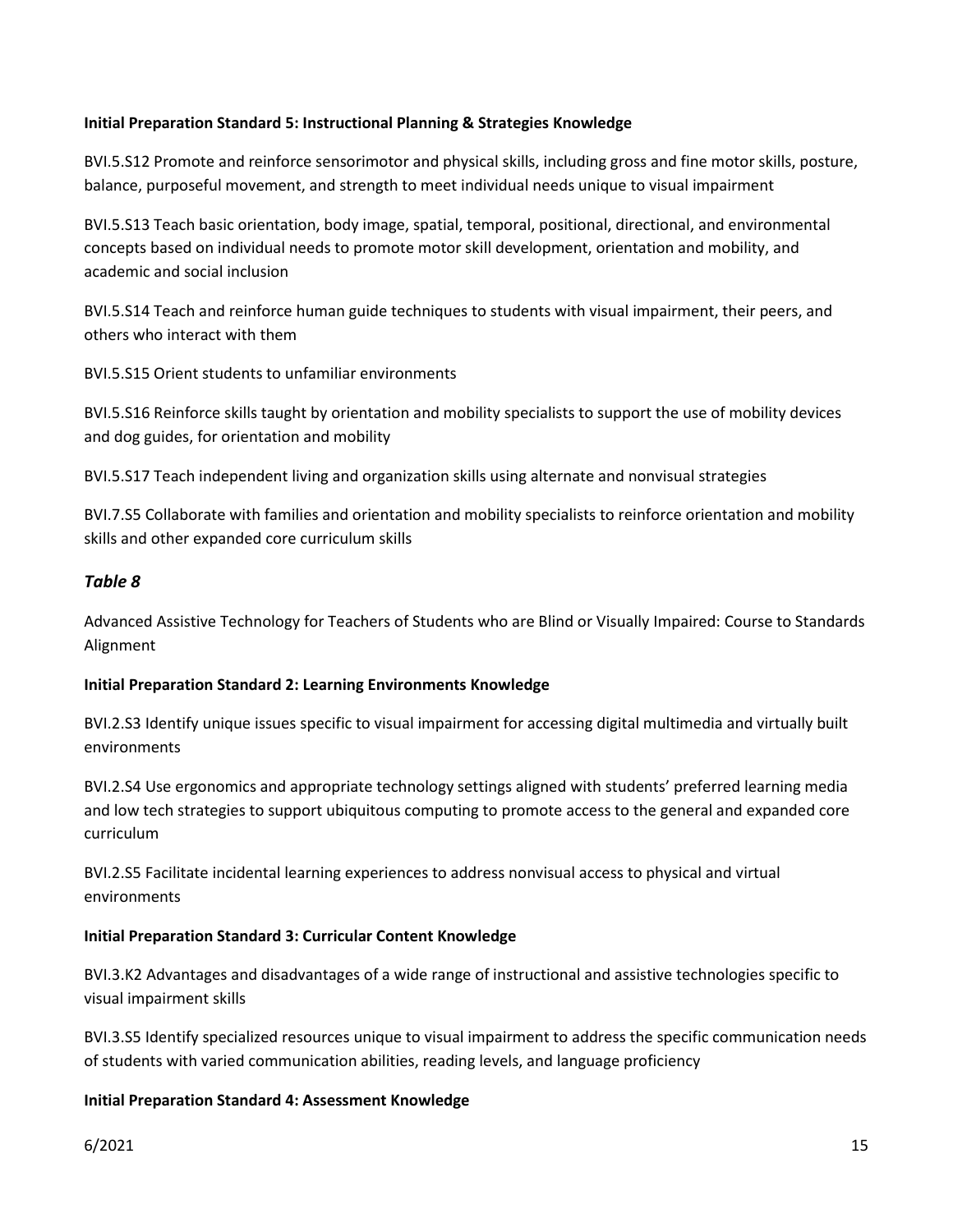**Initial Preparation Standard 5: Instructional Planning & Strategies Knowledge**

BVI.5.S12 Promote and reinforce sensorimotor and physical skills, including gross and fine motor skills, posture, balance, purposeful movement, and strength to meet individual needs unique to visual impairment

BVI.5.S13 Teach basic orientation, body image, spatial, temporal, positional, directional, and environmental concepts based on individual needs to promote motor skill development, orientation and mobility, and academic and social inclusion

BVI.5.S14 Teach and reinforce human guide techniques to students with visual impairment, their peers, and others who interact with them

BVI.5.S15 Orient students to unfamiliar environments

BVI.5.S16 Reinforce skills taught by orientation and mobility specialists to support the use of mobility devices and dog guides, for orientation and mobility

BVI.5.S17 Teach independent living and organization skills using alternate and nonvisual strategies

BVI.7.S5 Collaborate with families and orientation and mobility specialists to reinforce orientation and mobility skills and other expanded core curriculum skills

## *Table 8*

Advanced Assistive Technology for Teachers of Students who are Blind or Visually Impaired: Course to Standards Alignment

**Initial Preparation Standard 2: Learning Environments Knowledge**

BVI.2.S3 Identify unique issues specific to visual impairment for accessing digital multimedia and virtually built environments

BVI.2.S4 Use ergonomics and appropriate technology settings aligned with students' preferred learning media and low tech strategies to support ubiquitous computing to promote access to the general and expanded core curriculum

BVI.2.S5 Facilitate incidental learning experiences to address nonvisual access to physical and virtual environments

**Initial Preparation Standard 3: Curricular Content Knowledge**

BVI.3.K2 Advantages and disadvantages of a wide range of instructional and assistive technologies specific to visual impairment skills

BVI.3.S5 Identify specialized resources unique to visual impairment to address the specific communication needs of students with varied communication abilities, reading levels, and language proficiency

**Initial Preparation Standard 4: Assessment Knowledge**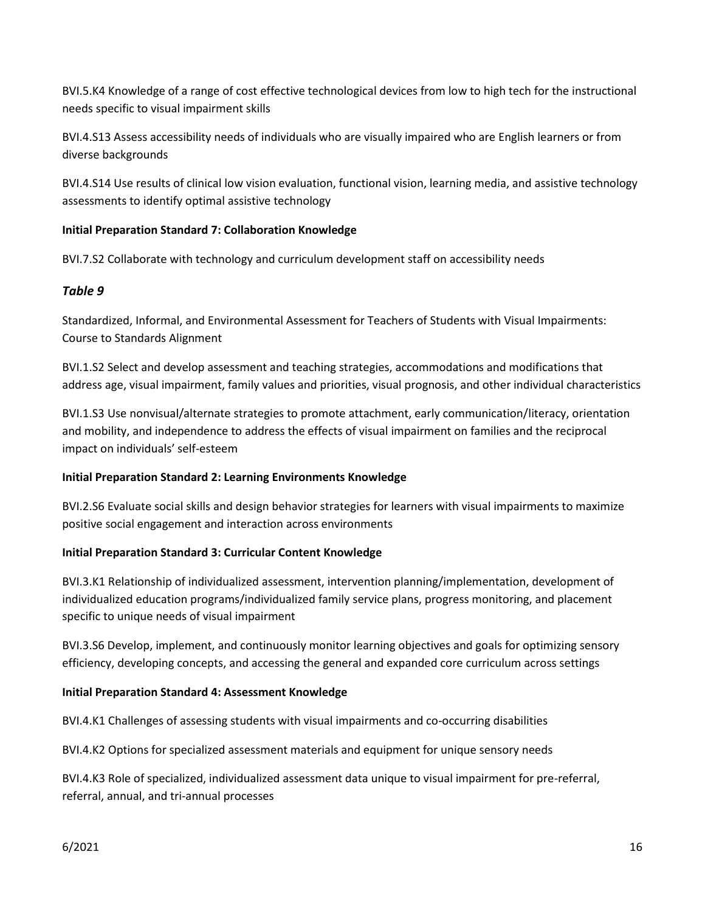BVI.5.K4 Knowledge of a range of cost effective technological devices from low to high tech for the instructional needs specific to visual impairment skills

BVI.4.S13 Assess accessibility needs of individuals who are visually impaired who are English learners or from diverse backgrounds

BVI.4.S14 Use results of clinical low vision evaluation, functional vision, learning media, and assistive technology assessments to identify optimal assistive technology

**Initial Preparation Standard 7: Collaboration Knowledge**

BVI.7.S2 Collaborate with technology and curriculum development staff on accessibility needs

### *Table 9*

Standardized, Informal, and Environmental Assessment for Teachers of Students with Visual Impairments: Course to Standards Alignment

BVI.1.S2 Select and develop assessment and teaching strategies, accommodations and modifications that address age, visual impairment, family values and priorities, visual prognosis, and other individual characteristics

BVI.1.S3 Use nonvisual/alternate strategies to promote attachment, early communication/literacy, orientation and mobility, and independence to address the effects of visual impairment on families and the reciprocal impact on individuals' self-esteem

**Initial Preparation Standard 2: Learning Environments Knowledge**

BVI.2.S6 Evaluate social skills and design behavior strategies for learners with visual impairments to maximize positive social engagement and interaction across environments

**Initial Preparation Standard 3: Curricular Content Knowledge**

BVI.3.K1 Relationship of individualized assessment, intervention planning/implementation, development of individualized education programs/individualized family service plans, progress monitoring, and placement specific to unique needs of visual impairment

BVI.3.S6 Develop, implement, and continuously monitor learning objectives and goals for optimizing sensory efficiency, developing concepts, and accessing the general and expanded core curriculum across settings

**Initial Preparation Standard 4: Assessment Knowledge**

BVI.4.K1 Challenges of assessing students with visual impairments and co-occurring disabilities

BVI.4.K2 Options for specialized assessment materials and equipment for unique sensory needs

BVI.4.K3 Role of specialized, individualized assessment data unique to visual impairment for pre-referral, referral, annual, and tri-annual processes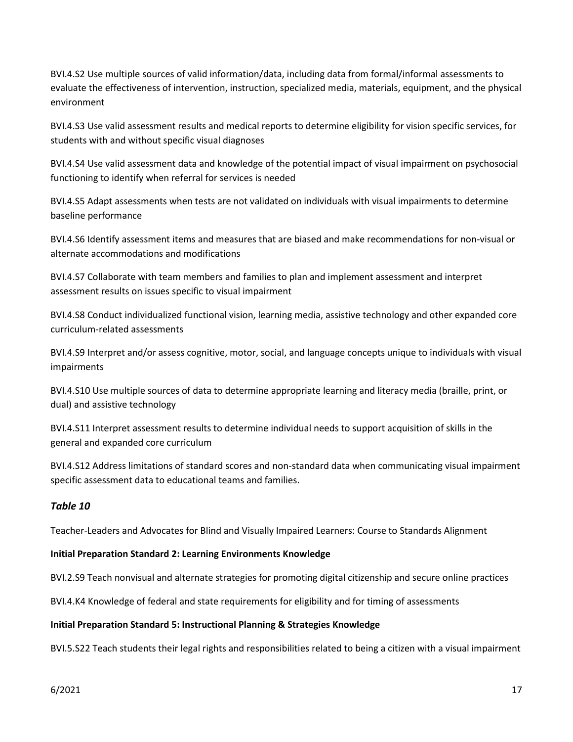BVI.4.S2 Use multiple sources of valid information/data, including data from formal/informal assessments to evaluate the effectiveness of intervention, instruction, specialized media, materials, equipment, and the physical environment

BVI.4.S3 Use valid assessment results and medical reports to determine eligibility for vision specific services, for students with and without specific visual diagnoses

BVI.4.S4 Use valid assessment data and knowledge of the potential impact of visual impairment on psychosocial functioning to identify when referral for services is needed

BVI.4.S5 Adapt assessments when tests are not validated on individuals with visual impairments to determine baseline performance

BVI.4.S6 Identify assessment items and measures that are biased and make recommendations for non-visual or alternate accommodations and modifications

BVI.4.S7 Collaborate with team members and families to plan and implement assessment and interpret assessment results on issues specific to visual impairment

BVI.4.S8 Conduct individualized functional vision, learning media, assistive technology and other expanded core curriculum-related assessments

BVI.4.S9 Interpret and/or assess cognitive, motor, social, and language concepts unique to individuals with visual impairments

BVI.4.S10 Use multiple sources of data to determine appropriate learning and literacy media (braille, print, or dual) and assistive technology

BVI.4.S11 Interpret assessment results to determine individual needs to support acquisition of skills in the general and expanded core curriculum

BVI.4.S12 Address limitations of standard scores and non-standard data when communicating visual impairment specific assessment data to educational teams and families.

### *Table 10*

Teacher-Leaders and Advocates for Blind and Visually Impaired Learners: Course to Standards Alignment

**Initial Preparation Standard 2: Learning Environments Knowledge**

BVI.2.S9 Teach nonvisual and alternate strategies for promoting digital citizenship and secure online practices

BVI.4.K4 Knowledge of federal and state requirements for eligibility and for timing of assessments

**Initial Preparation Standard 5: Instructional Planning & Strategies Knowledge**

BVI.5.S22 Teach students their legal rights and responsibilities related to being a citizen with a visual impairment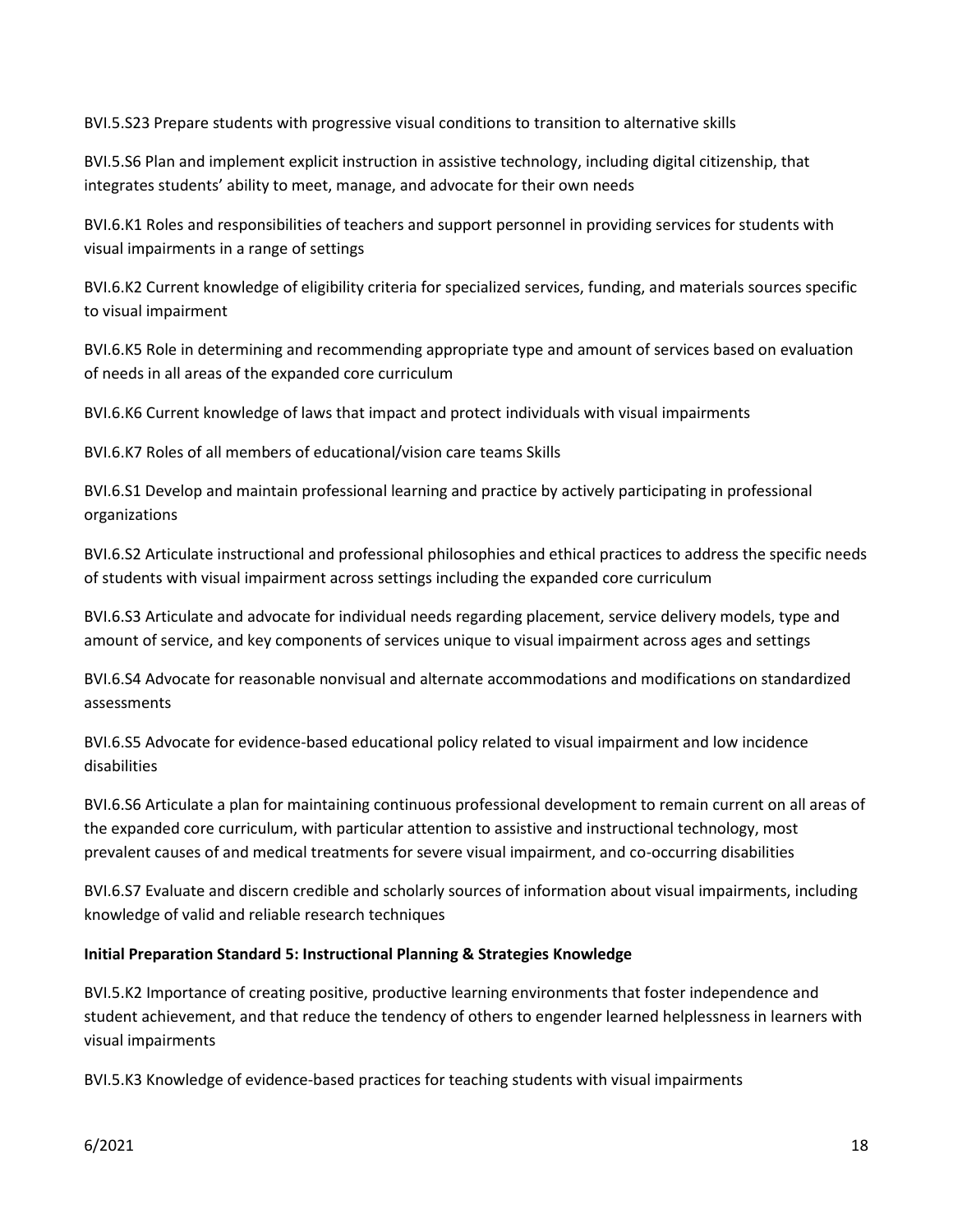BVI.5.S23 Prepare students with progressive visual conditions to transition to alternative skills

BVI.5.S6 Plan and implement explicit instruction in assistive technology, including digital citizenship, that integrates students' ability to meet, manage, and advocate for their own needs

BVI.6.K1 Roles and responsibilities of teachers and support personnel in providing services for students with visual impairments in a range of settings

BVI.6.K2 Current knowledge of eligibility criteria for specialized services, funding, and materials sources specific to visual impairment

BVI.6.K5 Role in determining and recommending appropriate type and amount of services based on evaluation of needs in all areas of the expanded core curriculum

BVI.6.K6 Current knowledge of laws that impact and protect individuals with visual impairments

BVI.6.K7 Roles of all members of educational/vision care teams Skills

BVI.6.S1 Develop and maintain professional learning and practice by actively participating in professional organizations

BVI.6.S2 Articulate instructional and professional philosophies and ethical practices to address the specific needs of students with visual impairment across settings including the expanded core curriculum

BVI.6.S3 Articulate and advocate for individual needs regarding placement, service delivery models, type and amount of service, and key components of services unique to visual impairment across ages and settings

BVI.6.S4 Advocate for reasonable nonvisual and alternate accommodations and modifications on standardized assessments

BVI.6.S5 Advocate for evidence-based educational policy related to visual impairment and low incidence disabilities

BVI.6.S6 Articulate a plan for maintaining continuous professional development to remain current on all areas of the expanded core curriculum, with particular attention to assistive and instructional technology, most prevalent causes of and medical treatments for severe visual impairment, and co-occurring disabilities

BVI.6.S7 Evaluate and discern credible and scholarly sources of information about visual impairments, including knowledge of valid and reliable research techniques

**Initial Preparation Standard 5: Instructional Planning & Strategies Knowledge**

BVI.5.K2 Importance of creating positive, productive learning environments that foster independence and student achievement, and that reduce the tendency of others to engender learned helplessness in learners with visual impairments

BVI.5.K3 Knowledge of evidence-based practices for teaching students with visual impairments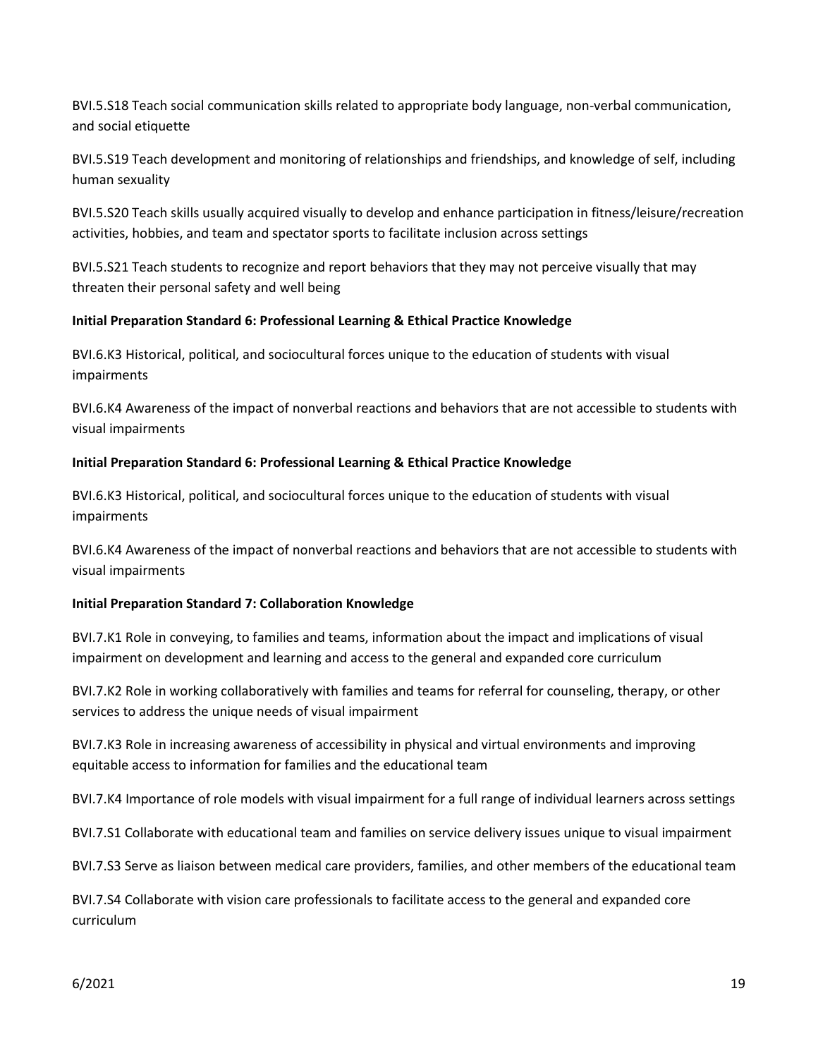BVI.5.S18 Teach social communication skills related to appropriate body language, non-verbal communication, and social etiquette

BVI.5.S19 Teach development and monitoring of relationships and friendships, and knowledge of self, including human sexuality

BVI.5.S20 Teach skills usually acquired visually to develop and enhance participation in fitness/leisure/recreation activities, hobbies, and team and spectator sports to facilitate inclusion across settings

BVI.5.S21 Teach students to recognize and report behaviors that they may not perceive visually that may threaten their personal safety and well being

**Initial Preparation Standard 6: Professional Learning & Ethical Practice Knowledge**

BVI.6.K3 Historical, political, and sociocultural forces unique to the education of students with visual impairments

BVI.6.K4 Awareness of the impact of nonverbal reactions and behaviors that are not accessible to students with visual impairments

**Initial Preparation Standard 6: Professional Learning & Ethical Practice Knowledge**

BVI.6.K3 Historical, political, and sociocultural forces unique to the education of students with visual impairments

BVI.6.K4 Awareness of the impact of nonverbal reactions and behaviors that are not accessible to students with visual impairments

**Initial Preparation Standard 7: Collaboration Knowledge**

BVI.7.K1 Role in conveying, to families and teams, information about the impact and implications of visual impairment on development and learning and access to the general and expanded core curriculum

BVI.7.K2 Role in working collaboratively with families and teams for referral for counseling, therapy, or other services to address the unique needs of visual impairment

BVI.7.K3 Role in increasing awareness of accessibility in physical and virtual environments and improving equitable access to information for families and the educational team

BVI.7.K4 Importance of role models with visual impairment for a full range of individual learners across settings

BVI.7.S1 Collaborate with educational team and families on service delivery issues unique to visual impairment

BVI.7.S3 Serve as liaison between medical care providers, families, and other members of the educational team

BVI.7.S4 Collaborate with vision care professionals to facilitate access to the general and expanded core curriculum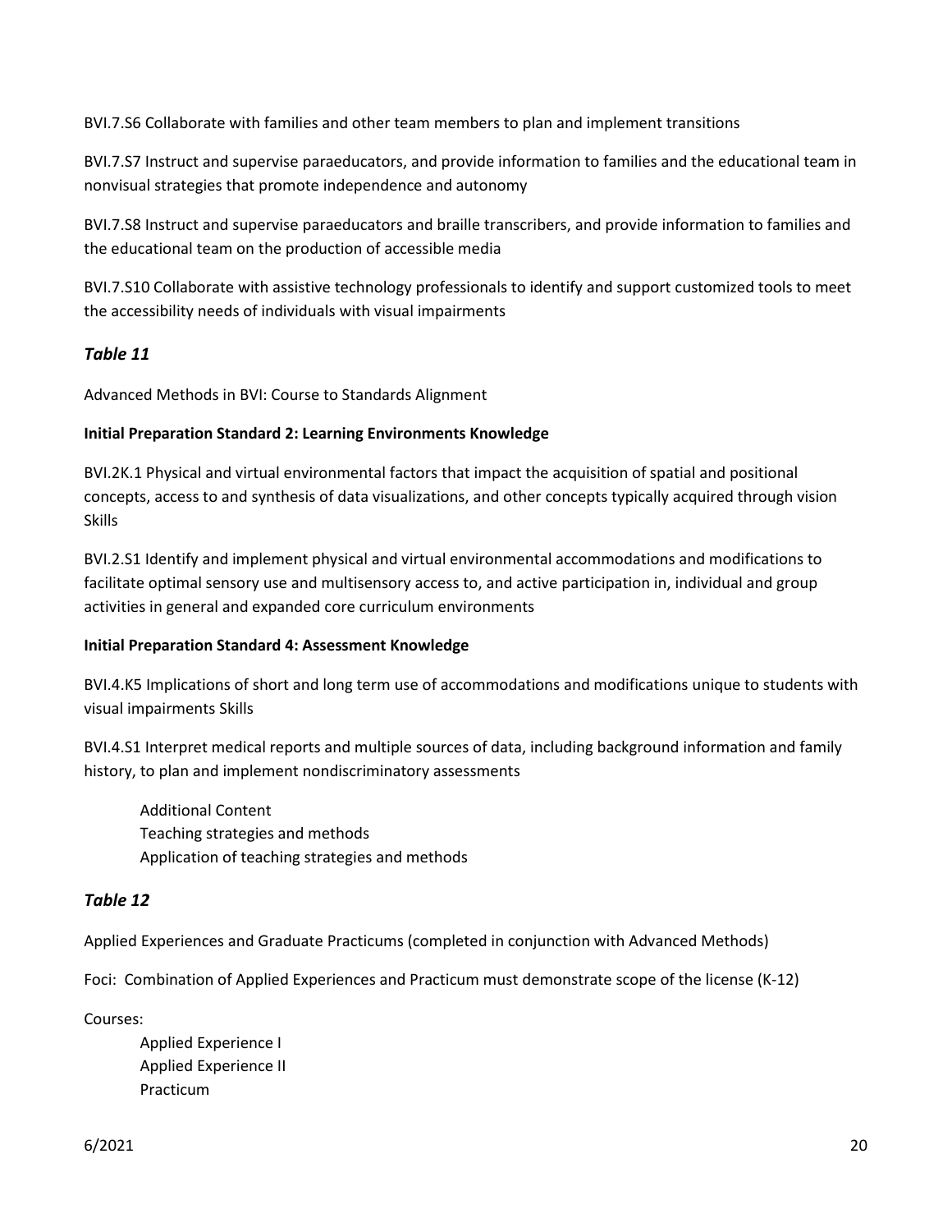BVI.7.S6 Collaborate with families and other team members to plan and implement transitions

BVI.7.S7 Instruct and supervise paraeducators, and provide information to families and the educational team in nonvisual strategies that promote independence and autonomy

BVI.7.S8 Instruct and supervise paraeducators and braille transcribers, and provide information to families and the educational team on the production of accessible media

BVI.7.S10 Collaborate with assistive technology professionals to identify and support customized tools to meet the accessibility needs of individuals with visual impairments

### *Table 11*

Advanced Methods in BVI: Course to Standards Alignment

**Initial Preparation Standard 2: Learning Environments Knowledge**

BVI.2K.1 Physical and virtual environmental factors that impact the acquisition of spatial and positional concepts, access to and synthesis of data visualizations, and other concepts typically acquired through vision Skills

BVI.2.S1 Identify and implement physical and virtual environmental accommodations and modifications to facilitate optimal sensory use and multisensory access to, and active participation in, individual and group activities in general and expanded core curriculum environments

**Initial Preparation Standard 4: Assessment Knowledge**

BVI.4.K5 Implications of short and long term use of accommodations and modifications unique to students with visual impairments Skills

BVI.4.S1 Interpret medical reports and multiple sources of data, including background information and family history, to plan and implement nondiscriminatory assessments

Additional Content
Teaching strategies and methods
Application of teaching strategies and methods

### *Table 12*

Applied Experiences and Graduate Practicums (completed in conjunction with Advanced Methods)

Foci: Combination of Applied Experiences and Practicum must demonstrate scope of the license (K-12)

Courses:

Applied Experience I
Applied Experience II
Practicum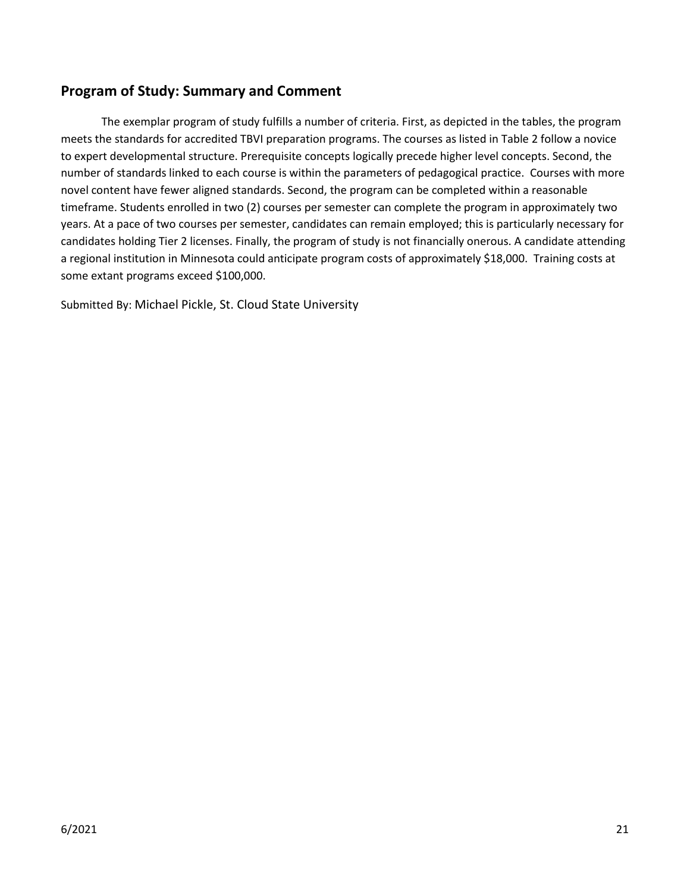## Program of Study: Summary and Comment

The exemplar program of study fulfills a number of criteria. First, as depicted in the tables, the program meets the standards for accredited TBVI preparation programs. The courses as listed in Table 2 follow a novice to expert developmental structure. Prerequisite concepts logically precede higher level concepts. Second, the number of standards linked to each course is within the parameters of pedagogical practice. Courses with more novel content have fewer aligned standards. Second, the program can be completed within a reasonable timeframe. Students enrolled in two (2) courses per semester can complete the program in approximately two years. At a pace of two courses per semester, candidates can remain employed; this is particularly necessary for candidates holding Tier 2 licenses. Finally, the program of study is not financially onerous. A candidate attending a regional institution in Minnesota could anticipate program costs of approximately $18,000. Training costs at some extant programs exceed $100,000.

Submitted By: Michael Pickle, St. Cloud State University